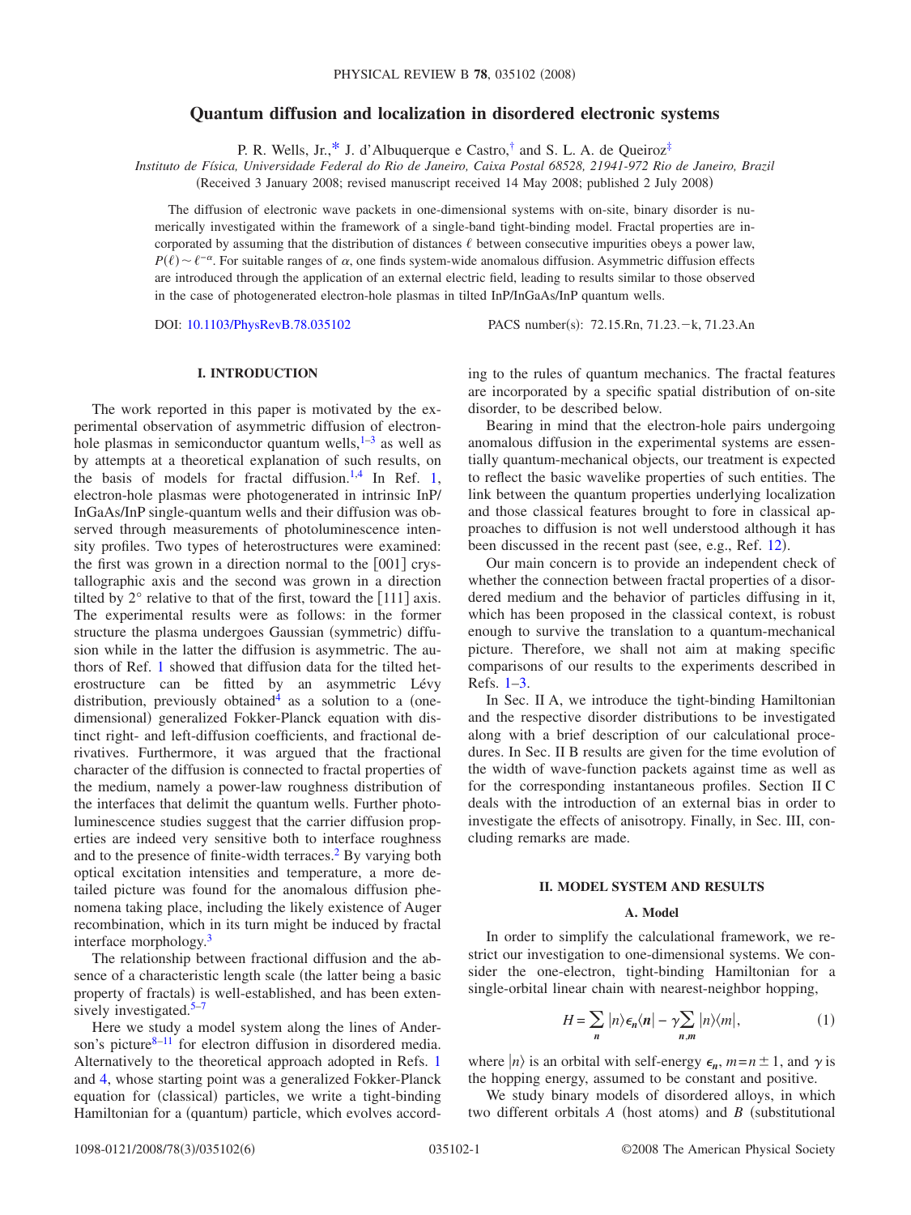# Quantum diffusion and localization in disordered electronic systems

P. R. Wells, Jr.,[*] J. d'Albuquerque e Castro,[†] and S. L. A. de Queiroz[‡]

*Instituto de Física, Universidade Federal do Rio de Janeiro, Caixa Postal 68528, 21941-972 Rio de Janeiro, Brazil*

(Received 3 January 2008; revised manuscript received 14 May 2008; published 2 July 2008)

The diffusion of electronic wave packets in one-dimensional systems with on-site, binary disorder is numerically investigated within the framework of a single-band tight-binding model. Fractal properties are incorporated by assuming that the distribution of distances $\ell$ between consecutive impurities obeys a power law, $P(\ell) \sim \ell^{-\alpha}$. For suitable ranges of $\alpha$, one finds system-wide anomalous diffusion. Asymmetric diffusion effects are introduced through the application of an external electric field, leading to results similar to those observed in the case of photogenerated electron-hole plasmas in tilted InP/InGaAs/InP quantum wells.

DOI: 10.1103/PhysRevB.78.035102 PACS number(s): 72.15.Rn, 71.23.−k, 71.23.An

## I. INTRODUCTION

The work reported in this paper is motivated by the experimental observation of asymmetric diffusion of electron-hole plasmas in semiconductor quantum wells,[1–3] as well as by attempts at a theoretical explanation of such results, on the basis of models for fractal diffusion.[1,4] In Ref. 1, electron-hole plasmas were photogenerated in intrinsic InP/InGaAs/InP single-quantum wells and their diffusion was observed through measurements of photoluminescence intensity profiles. Two types of heterostructures were examined: the first was grown in a direction normal to the [001] crystallographic axis and the second was grown in a direction tilted by 2° relative to that of the first, toward the [111] axis. The experimental results were as follows: in the former structure the plasma undergoes Gaussian (symmetric) diffusion while in the latter the diffusion is asymmetric. The authors of Ref. 1 showed that diffusion data for the tilted heterostructure can be fitted by an asymmetric Lévy distribution, previously obtained[4] as a solution to a (one-dimensional) generalized Fokker-Planck equation with distinct right- and left-diffusion coefficients, and fractional derivatives. Furthermore, it was argued that the fractional character of the diffusion is connected to fractal properties of the medium, namely a power-law roughness distribution of the interfaces that delimit the quantum wells. Further photoluminescence studies suggest that the carrier diffusion properties are indeed very sensitive both to interface roughness and to the presence of finite-width terraces.[2] By varying both optical excitation intensities and temperature, a more detailed picture was found for the anomalous diffusion phenomena taking place, including the likely existence of Auger recombination, which in its turn might be induced by fractal interface morphology.[3]

The relationship between fractional diffusion and the absence of a characteristic length scale (the latter being a basic property of fractals) is well-established, and has been extensively investigated.[5–7]

Here we study a model system along the lines of Anderson's picture[8–11] for electron diffusion in disordered media. Alternatively to the theoretical approach adopted in Refs. 1 and 4, whose starting point was a generalized Fokker-Planck equation for (classical) particles, we write a tight-binding Hamiltonian for a (quantum) particle, which evolves according to the rules of quantum mechanics. The fractal features are incorporated by a specific spatial distribution of on-site disorder, to be described below.

Bearing in mind that the electron-hole pairs undergoing anomalous diffusion in the experimental systems are essentially quantum-mechanical objects, our treatment is expected to reflect the basic wavelike properties of such entities. The link between the quantum properties underlying localization and those classical features brought to fore in classical approaches to diffusion is not well understood although it has been discussed in the recent past (see, e.g., Ref. 12).

Our main concern is to provide an independent check of whether the connection between fractal properties of a disordered medium and the behavior of particles diffusing in it, which has been proposed in the classical context, is robust enough to survive the translation to a quantum-mechanical picture. Therefore, we shall not aim at making specific comparisons of our results to the experiments described in Refs. 1–3.

In Sec. II A, we introduce the tight-binding Hamiltonian and the respective disorder distributions to be investigated along with a brief description of our calculational procedures. In Sec. II B results are given for the time evolution of the width of wave-function packets against time as well as for the corresponding instantaneous profiles. Section II C deals with the introduction of an external bias in order to investigate the effects of anisotropy. Finally, in Sec. III, concluding remarks are made.

## II. MODEL SYSTEM AND RESULTS

### A. Model

In order to simplify the calculational framework, we restrict our investigation to one-dimensional systems. We consider the one-electron, tight-binding Hamiltonian for a single-orbital linear chain with nearest-neighbor hopping,

$$H = \sum_{n} |n\rangle \epsilon_n \langle n| - \gamma \sum_{n,m} |n\rangle\langle m|, \tag{1}$$

where $|n\rangle$ is an orbital with self-energy $\epsilon_n$, $m = n \pm 1$, and $\gamma$ is the hopping energy, assumed to be constant and positive.

We study binary models of disordered alloys, in which two different orbitals $A$ (host atoms) and $B$ (substitutional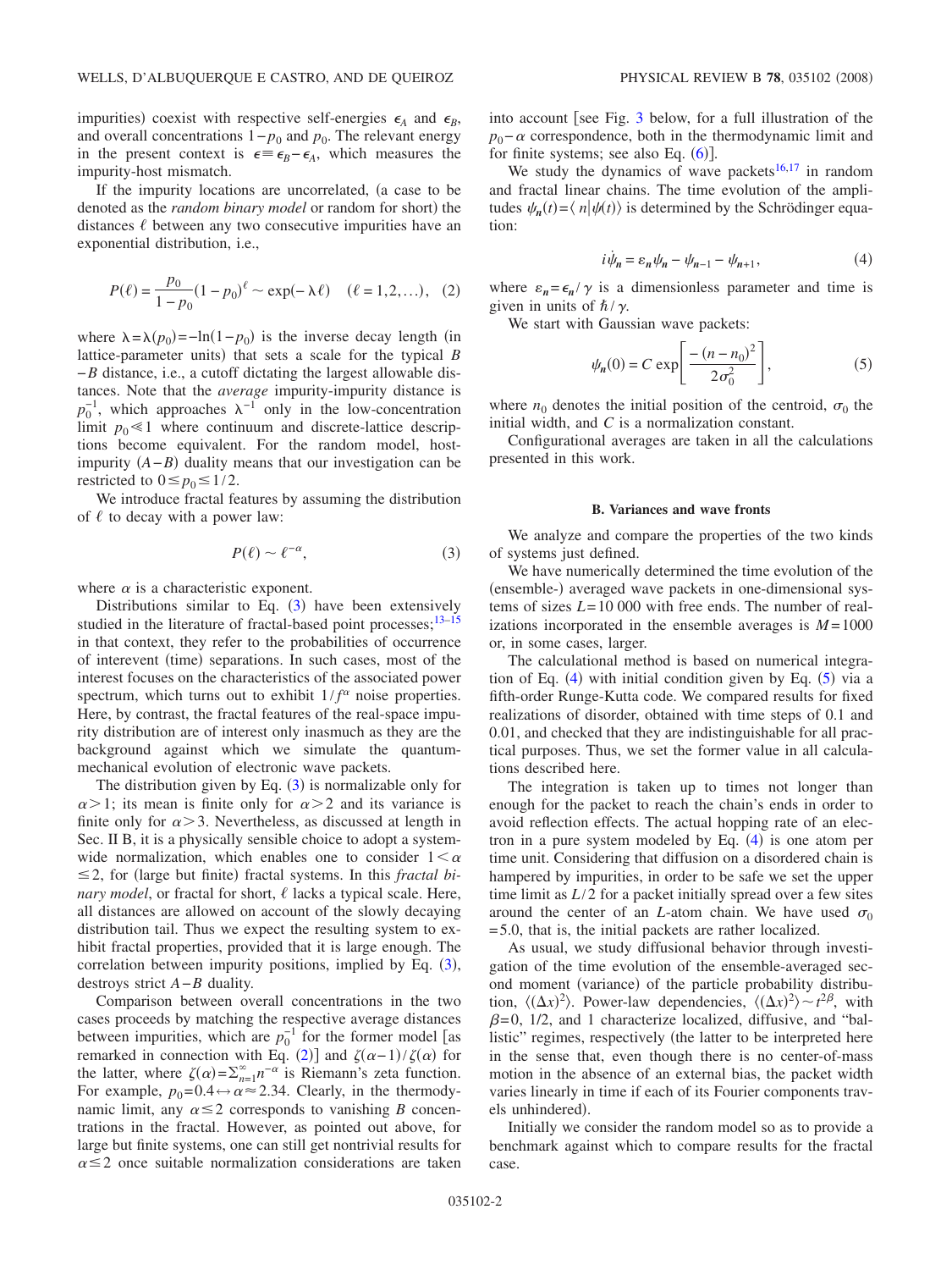impurities) coexist with respective self-energies $\epsilon_A$ and $\epsilon_B$, and overall concentrations $1-p_0$ and $p_0$. The relevant energy in the present context is $\epsilon \equiv \epsilon_B - \epsilon_A$, which measures the impurity-host mismatch.

If the impurity locations are uncorrelated, (a case to be denoted as the *random binary model* or random for short) the distances $\ell$ between any two consecutive impurities have an exponential distribution, i.e.,

$$P(\ell) = \frac{p_0}{1-p_0}(1-p_0)^{\ell} \sim \exp(-\lambda \ell) \quad (\ell = 1,2,\ldots), \quad (2)$$

where $\lambda = \lambda(p_0) = -\ln(1-p_0)$ is the inverse decay length (in lattice-parameter units) that sets a scale for the typical $B-B$ distance, i.e., a cutoff dictating the largest allowable distances. Note that the *average* impurity-impurity distance is $p_0^{-1}$, which approaches $\lambda^{-1}$ only in the low-concentration limit $p_0 \ll 1$ where continuum and discrete-lattice descriptions become equivalent. For the random model, host-impurity $(A-B)$ duality means that our investigation can be restricted to $0 \leq p_0 \leq 1/2$.

We introduce fractal features by assuming the distribution of $\ell$ to decay with a power law:

$$P(\ell) \sim \ell^{-\alpha}, \quad (3)$$

where $\alpha$ is a characteristic exponent.

Distributions similar to Eq. (3) have been extensively studied in the literature of fractal-based point processes;[13–15] in that context, they refer to the probabilities of occurrence of interevent (time) separations. In such cases, most of the interest focuses on the characteristics of the associated power spectrum, which turns out to exhibit $1/f^{\alpha}$ noise properties. Here, by contrast, the fractal features of the real-space impurity distribution are of interest only inasmuch as they are the background against which we simulate the quantum-mechanical evolution of electronic wave packets.

The distribution given by Eq. (3) is normalizable only for $\alpha > 1$; its mean is finite only for $\alpha > 2$ and its variance is finite only for $\alpha > 3$. Nevertheless, as discussed at length in Sec. II B, it is a physically sensible choice to adopt a system-wide normalization, which enables one to consider $1 < \alpha \leq 2$, for (large but finite) fractal systems. In this *fractal binary model*, or fractal for short, $\ell$ lacks a typical scale. Here, all distances are allowed on account of the slowly decaying distribution tail. Thus we expect the resulting system to exhibit fractal properties, provided that it is large enough. The correlation between impurity positions, implied by Eq. (3), destroys strict $A-B$ duality.

Comparison between overall concentrations in the two cases proceeds by matching the respective average distances between impurities, which are $p_0^{-1}$ for the former model [as remarked in connection with Eq. (2)] and $\zeta(\alpha-1)/\zeta(\alpha)$ for the latter, where $\zeta(\alpha) = \Sigma_{n=1}^{\infty} n^{-\alpha}$ is Riemann's zeta function. For example, $p_0 = 0.4 \leftrightarrow \alpha \approx 2.34$. Clearly, in the thermodynamic limit, any $\alpha \leq 2$ corresponds to vanishing $B$ concentrations in the fractal. However, as pointed out above, for large but finite systems, one can still get nontrivial results for $\alpha \leq 2$ once suitable normalization considerations are taken into account [see Fig. 3 below, for a full illustration of the $p_0-\alpha$ correspondence, both in the thermodynamic limit and for finite systems; see also Eq. (6)].

We study the dynamics of wave packets[16,17] in random and fractal linear chains. The time evolution of the amplitudes $\psi_n(t) = \langle n | \psi(t) \rangle$ is determined by the Schrödinger equation:

$$i\dot{\psi}_n = \varepsilon_n \psi_n - \psi_{n-1} - \psi_{n+1}, \quad (4)$$

where $\varepsilon_n = \epsilon_n / \gamma$ is a dimensionless parameter and time is given in units of $\hbar/\gamma$.

We start with Gaussian wave packets:

$$\psi_n(0) = C \exp\left[\frac{-(n-n_0)^2}{2\sigma_0^2}\right], \quad (5)$$

where $n_0$ denotes the initial position of the centroid, $\sigma_0$ the initial width, and $C$ is a normalization constant.

Configurational averages are taken in all the calculations presented in this work.

### B. Variances and wave fronts

We analyze and compare the properties of the two kinds of systems just defined.

We have numerically determined the time evolution of the (ensemble-) averaged wave packets in one-dimensional systems of sizes $L = 10\,000$ with free ends. The number of realizations incorporated in the ensemble averages is $M = 1000$ or, in some cases, larger.

The calculational method is based on numerical integration of Eq. (4) with initial condition given by Eq. (5) via a fifth-order Runge-Kutta code. We compared results for fixed realizations of disorder, obtained with time steps of 0.1 and 0.01, and checked that they are indistinguishable for all practical purposes. Thus, we set the former value in all calculations described here.

The integration is taken up to times not longer than enough for the packet to reach the chain's ends in order to avoid reflection effects. The actual hopping rate of an electron in a pure system modeled by Eq. (4) is one atom per time unit. Considering that diffusion on a disordered chain is hampered by impurities, in order to be safe we set the upper time limit as $L/2$ for a packet initially spread over a few sites around the center of an $L$-atom chain. We have used $\sigma_0 = 5.0$, that is, the initial packets are rather localized.

As usual, we study diffusional behavior through investigation of the time evolution of the ensemble-averaged second moment (variance) of the particle probability distribution, $\langle (\Delta x)^2 \rangle$. Power-law dependencies, $\langle (\Delta x)^2 \rangle \sim t^{2\beta}$, with $\beta = 0$, 1/2, and 1 characterize localized, diffusive, and "ballistic" regimes, respectively (the latter to be interpreted here in the sense that, even though there is no center-of-mass motion in the absence of an external bias, the packet width varies linearly in time if each of its Fourier components travels unhindered).

Initially we consider the random model so as to provide a benchmark against which to compare results for the fractal case.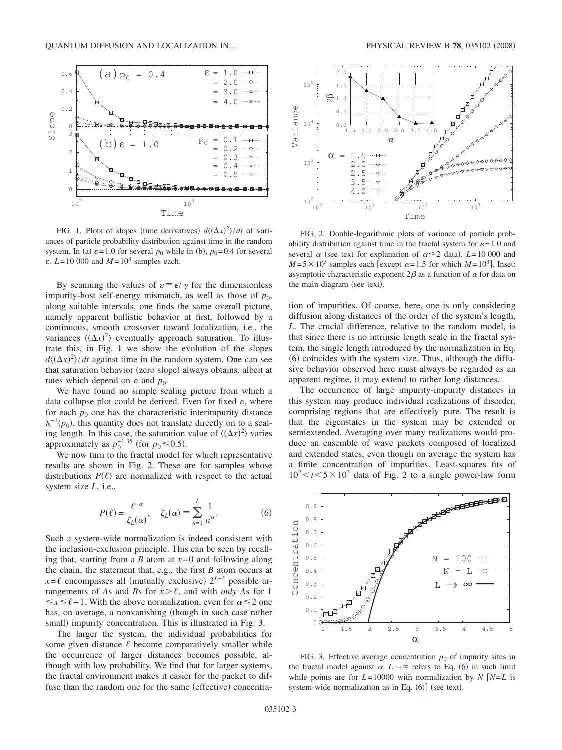FIG. 1. Plots of slopes (time derivatives) $d\langle(\Delta x)^2\rangle/dt$ of variances of particle probability distribution against time in the random system. In (a) $\varepsilon=1.0$ for several $p_0$ while in (b), $p_0=0.4$ for several $\varepsilon$. $L=10\,000$ and $M=10^3$ samples each.

By scanning the values of $\varepsilon \equiv \epsilon/\gamma$ for the dimensionless impurity-host self-energy mismatch, as well as those of $p_0$, along suitable intervals, one finds the same overall picture, namely apparent ballistic behavior at first, followed by a continuous, smooth crossover toward localization, i.e., the variances $\langle(\Delta x)^2\rangle$ eventually approach saturation. To illustrate this, in Fig. 1 we show the evolution of the slopes $d\langle(\Delta x)^2\rangle/dt$ against time in the random system. One can see that saturation behavior (zero slope) always obtains, albeit at rates which depend on $\varepsilon$ and $p_0$.

We have found no simple scaling picture from which a data collapse plot could be derived. Even for fixed $\varepsilon$, where for each $p_0$ one has the characteristic interimpurity distance $\lambda^{-1}(p_0)$, this quantity does not translate directly on to a scaling length. In this case, the saturation value of $\langle(\Delta x)^2\rangle$ varies approximately as $p_0^{-1.35}$ (for $p_0 \leq 0.5$).

We now turn to the fractal model for which representative results are shown in Fig. 2. These are for samples whose distributions $P(\ell)$ are normalized with respect to the actual system size $L$, i.e.,

$$P(\ell) = \frac{\ell^{-\alpha}}{\zeta_L(\alpha)}, \quad \zeta_L(\alpha) \equiv \sum_{n=1}^{L} \frac{1}{n^{\alpha}}. \tag{6}$$

Such a system-wide normalization is indeed consistent with the inclusion-exclusion principle. This can be seen by recalling that, starting from a $B$ atom at $x=0$ and following along the chain, the statement that, e.g., the first $B$ atom occurs at $x=\ell$ encompasses all (mutually exclusive) $2^{L-\ell}$ possible arrangements of $A$s and $B$s for $x>\ell$, and with *only* $A$s for $1 \leq x \leq \ell-1$. With the above normalization, even for $\alpha \leq 2$ one has, on average, a nonvanishing (though in such case rather small) impurity concentration. This is illustrated in Fig. 3.

The larger the system, the individual probabilities for some given distance $\ell$ become comparatively smaller while the occurrence of larger distances becomes possible, although with low probability. We find that for larger systems, the fractal environment makes it easier for the packet to diffuse than the random one for the same (effective) concentration of impurities. Of course, here, one is only considering diffusion along distances of the order of the system's length, $L$. The crucial difference, relative to the random model, is that since there is no intrinsic length scale in the fractal system, the single length introduced by the normalization in Eq. (6) coincides with the system size. Thus, although the diffusive behavior observed here must always be regarded as an apparent regime, it may extend to rather long distances.

FIG. 2. Double-logarithmic plots of variance of particle probability distribution against time in the fractal system for $\varepsilon=1.0$ and several $\alpha$ (see text for explanation of $\alpha \leq 2$ data). $L=10\,000$ and $M=5\times10^3$ samples each [except $\alpha=1.5$ for which $M=10^3$]. Inset: asymptotic characteristic exponent $2\beta$ as a function of $\alpha$ for data on the main diagram (see text).

The occurrence of large impurity-impurity distances in this system may produce individual realizations of disorder, comprising regions that are effectively pure. The result is that the eigenstates in the system may be extended or semiextended. Averaging over many realizations would produce an ensemble of wave packets composed of localized and extended states, even though on average the system has a finite concentration of impurities. Least-squares fits of $10^2 < t < 5\times10^3$ data of Fig. 2 to a single power-law form

FIG. 3. Effective average concentration $p_0$ of impurity sites in the fractal model against $\alpha$. $L\to\infty$ refers to Eq. (6) in such limit while points are for $L=10000$ with normalization by $N$ [$N=L$ is system-wide normalization as in Eq. (6)] (see text).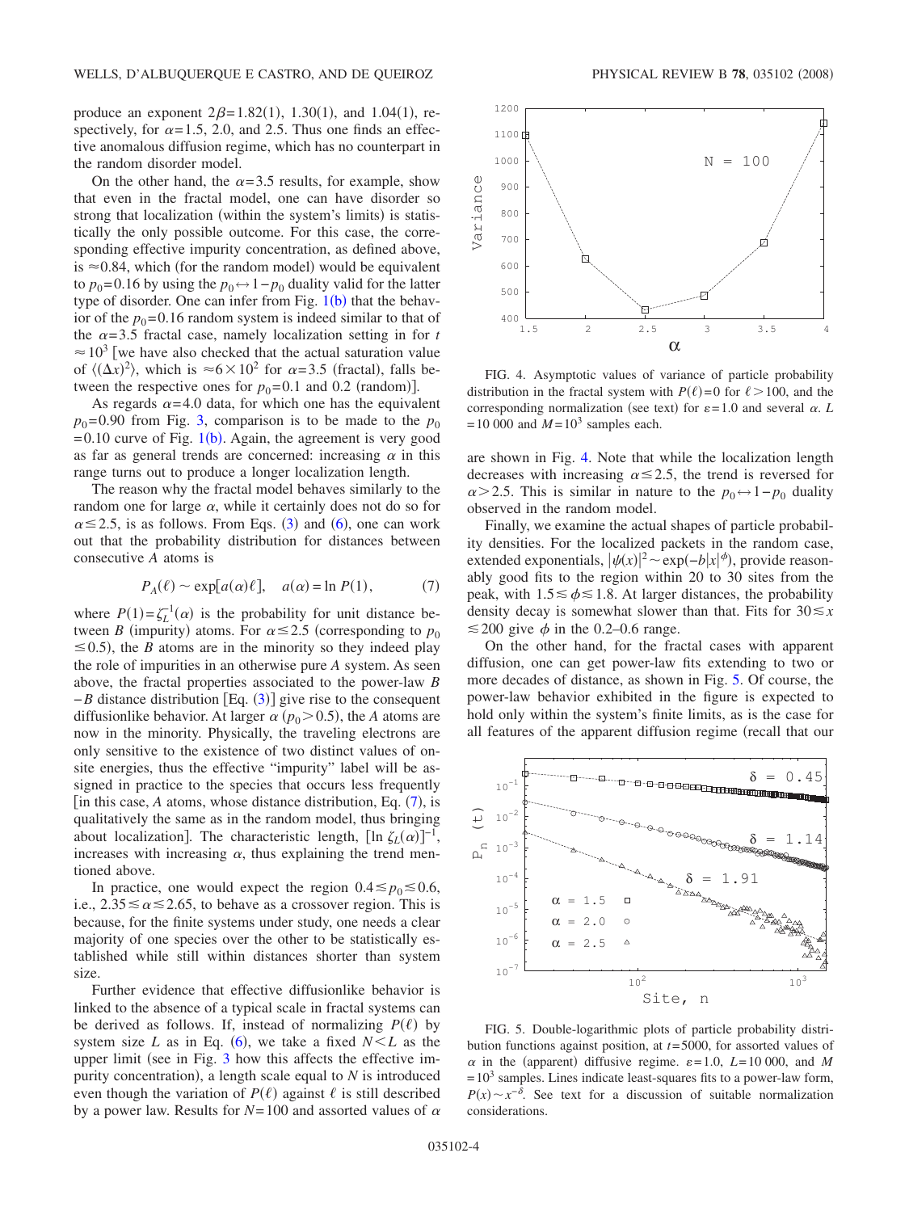produce an exponent $2\beta = 1.82(1)$, $1.30(1)$, and $1.04(1)$, respectively, for $\alpha = 1.5$, $2.0$, and $2.5$. Thus one finds an effective anomalous diffusion regime, which has no counterpart in the random disorder model.

On the other hand, the $\alpha = 3.5$ results, for example, show that even in the fractal model, one can have disorder so strong that localization (within the system's limits) is statistically the only possible outcome. For this case, the corresponding effective impurity concentration, as defined above, is $\approx 0.84$, which (for the random model) would be equivalent to $p_0 = 0.16$ by using the $p_0 \leftrightarrow 1 - p_0$ duality valid for the latter type of disorder. One can infer from Fig. 1(b) that the behavior of the $p_0 = 0.16$ random system is indeed similar to that of the $\alpha = 3.5$ fractal case, namely localization setting in for $t \approx 10^3$ [we have also checked that the actual saturation value of $\langle (\Delta x)^2 \rangle$, which is $\approx 6 \times 10^2$ for $\alpha = 3.5$ (fractal), falls between the respective ones for $p_0 = 0.1$ and $0.2$ (random)].

As regards $\alpha = 4.0$ data, for which one has the equivalent $p_0 = 0.90$ from Fig. 3, comparison is to be made to the $p_0 = 0.10$ curve of Fig. 1(b). Again, the agreement is very good as far as general trends are concerned: increasing $\alpha$ in this range turns out to produce a longer localization length.

The reason why the fractal model behaves similarly to the random one for large $\alpha$, while it certainly does not do so for $\alpha \lesssim 2.5$, is as follows. From Eqs. (3) and (6), one can work out that the probability distribution for distances between consecutive $A$ atoms is

$$P_A(\ell) \sim \exp[a(\alpha)\ell], \quad a(\alpha) = \ln P(1), \tag{7}$$

where $P(1) = \zeta_L^{-1}(\alpha)$ is the probability for unit distance between $B$ (impurity) atoms. For $\alpha \lesssim 2.5$ (corresponding to $p_0 \lesssim 0.5$), the $B$ atoms are in the minority so they indeed play the role of impurities in an otherwise pure $A$ system. As seen above, the fractal properties associated to the power-law $B-B$ distance distribution [Eq. (3)] give rise to the consequent diffusionlike behavior. At larger $\alpha$ ($p_0 > 0.5$), the $A$ atoms are now in the minority. Physically, the traveling electrons are only sensitive to the existence of two distinct values of on-site energies, thus the effective "impurity" label will be assigned in practice to the species that occurs less frequently [in this case, $A$ atoms, whose distance distribution, Eq. (7), is qualitatively the same as in the random model, thus bringing about localization]. The characteristic length, $[\ln \zeta_L(\alpha)]^{-1}$, increases with increasing $\alpha$, thus explaining the trend mentioned above.

In practice, one would expect the region $0.4 \lesssim p_0 \lesssim 0.6$, i.e., $2.35 \lesssim \alpha \lesssim 2.65$, to behave as a crossover region. This is because, for the finite systems under study, one needs a clear majority of one species over the other to be statistically established while still within distances shorter than system size.

Further evidence that effective diffusionlike behavior is linked to the absence of a typical scale in fractal systems can be derived as follows. If, instead of normalizing $P(\ell)$ by system size $L$ as in Eq. (6), we take a fixed $N < L$ as the upper limit (see in Fig. 3 how this affects the effective impurity concentration), a length scale equal to $N$ is introduced even though the variation of $P(\ell)$ against $\ell$ is still described by a power law. Results for $N = 100$ and assorted values of $\alpha$ are shown in Fig. 4. Note that while the localization length decreases with increasing $\alpha \lesssim 2.5$, the trend is reversed for $\alpha > 2.5$. This is similar in nature to the $p_0 \leftrightarrow 1 - p_0$ duality observed in the random model.

FIG. 4. Asymptotic values of variance of particle probability distribution in the fractal system with $P(\ell) = 0$ for $\ell > 100$, and the corresponding normalization (see text) for $\varepsilon = 1.0$ and several $\alpha$. $L = 10\,000$ and $M = 10^3$ samples each.

Finally, we examine the actual shapes of particle probability densities. For the localized packets in the random case, extended exponentials, $|\psi(x)|^2 \sim \exp(-b|x|^\phi)$, provide reasonably good fits to the region within 20 to 30 sites from the peak, with $1.5 \lesssim \phi \lesssim 1.8$. At larger distances, the probability density decay is somewhat slower than that. Fits for $30 \lesssim x \lesssim 200$ give $\phi$ in the 0.2–0.6 range.

On the other hand, for the fractal cases with apparent diffusion, one can get power-law fits extending to two or more decades of distance, as shown in Fig. 5. Of course, the power-law behavior exhibited in the figure is expected to hold only within the system's finite limits, as is the case for all features of the apparent diffusion regime (recall that our

FIG. 5. Double-logarithmic plots of particle probability distribution functions against position, at $t = 5000$, for assorted values of $\alpha$ in the (apparent) diffusive regime. $\varepsilon = 1.0$, $L = 10\,000$, and $M = 10^3$ samples. Lines indicate least-squares fits to a power-law form, $P(x) \sim x^{-\delta}$. See text for a discussion of suitable normalization considerations.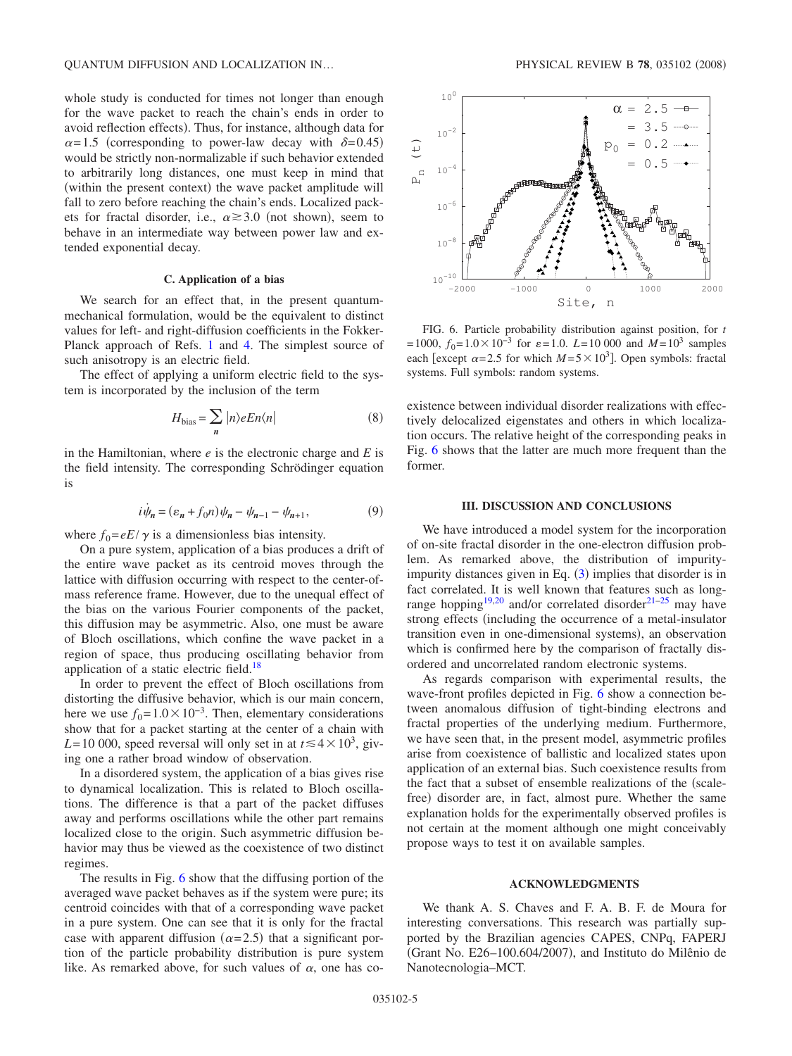whole study is conducted for times not longer than enough for the wave packet to reach the chain's ends in order to avoid reflection effects). Thus, for instance, although data for $\alpha=1.5$ (corresponding to power-law decay with $\delta=0.45$) would be strictly non-normalizable if such behavior extended to arbitrarily long distances, one must keep in mind that (within the present context) the wave packet amplitude will fall to zero before reaching the chain's ends. Localized packets for fractal disorder, i.e., $\alpha \gtrsim 3.0$ (not shown), seem to behave in an intermediate way between power law and extended exponential decay.

### C. Application of a bias

We search for an effect that, in the present quantum-mechanical formulation, would be the equivalent to distinct values for left- and right-diffusion coefficients in the Fokker-Planck approach of Refs. 1 and 4. The simplest source of such anisotropy is an electric field.

The effect of applying a uniform electric field to the system is incorporated by the inclusion of the term

$$H_{\text{bias}} = \sum_{n} |n\rangle eEn\langle n| \tag{8}$$

in the Hamiltonian, where $e$ is the electronic charge and $E$ is the field intensity. The corresponding Schrödinger equation is

$$i\dot{\psi}_n = (\varepsilon_n + f_0 n)\psi_n - \psi_{n-1} - \psi_{n+1}, \tag{9}$$

where $f_0 = eE/\gamma$ is a dimensionless bias intensity.

On a pure system, application of a bias produces a drift of the entire wave packet as its centroid moves through the lattice with diffusion occurring with respect to the center-of-mass reference frame. However, due to the unequal effect of the bias on the various Fourier components of the packet, this diffusion may be asymmetric. Also, one must be aware of Bloch oscillations, which confine the wave packet in a region of space, thus producing oscillating behavior from application of a static electric field.[18]

In order to prevent the effect of Bloch oscillations from distorting the diffusive behavior, which is our main concern, here we use $f_0 = 1.0 \times 10^{-3}$. Then, elementary considerations show that for a packet starting at the center of a chain with $L=10\,000$, speed reversal will only set in at $t \lesssim 4 \times 10^3$, giving one a rather broad window of observation.

In a disordered system, the application of a bias gives rise to dynamical localization. This is related to Bloch oscillations. The difference is that a part of the packet diffuses away and performs oscillations while the other part remains localized close to the origin. Such asymmetric diffusion behavior may thus be viewed as the coexistence of two distinct regimes.

The results in Fig. 6 show that the diffusing portion of the averaged wave packet behaves as if the system were pure; its centroid coincides with that of a corresponding wave packet in a pure system. One can see that it is only for the fractal case with apparent diffusion ($\alpha=2.5$) that a significant portion of the particle probability distribution is pure system like. As remarked above, for such values of $\alpha$, one has coexistence between individual disorder realizations with effectively delocalized eigenstates and others in which localization occurs. The relative height of the corresponding peaks in Fig. 6 shows that the latter are much more frequent than the former.

FIG. 6. Particle probability distribution against position, for $t=1000$, $f_0=1.0\times 10^{-3}$ for $\varepsilon=1.0$. $L=10\,000$ and $M=10^3$ samples each [except $\alpha=2.5$ for which $M=5\times 10^3$]. Open symbols: fractal systems. Full symbols: random systems.

## III. DISCUSSION AND CONCLUSIONS

We have introduced a model system for the incorporation of on-site fractal disorder in the one-electron diffusion problem. As remarked above, the distribution of impurity-impurity distances given in Eq. (3) implies that disorder is in fact correlated. It is well known that features such as long-range hopping[19,20] and/or correlated disorder[21–25] may have strong effects (including the occurrence of a metal-insulator transition even in one-dimensional systems), an observation which is confirmed here by the comparison of fractally disordered and uncorrelated random electronic systems.

As regards comparison with experimental results, the wave-front profiles depicted in Fig. 6 show a connection between anomalous diffusion of tight-binding electrons and fractal properties of the underlying medium. Furthermore, we have seen that, in the present model, asymmetric profiles arise from coexistence of ballistic and localized states upon application of an external bias. Such coexistence results from the fact that a subset of ensemble realizations of the (scale-free) disorder are, in fact, almost pure. Whether the same explanation holds for the experimentally observed profiles is not certain at the moment although one might conceivably propose ways to test it on available samples.

## ACKNOWLEDGMENTS

We thank A. S. Chaves and F. A. B. F. de Moura for interesting conversations. This research was partially supported by the Brazilian agencies CAPES, CNPq, FAPERJ (Grant No. E26–100.604/2007), and Instituto do Milênio de Nanotecnologia–MCT.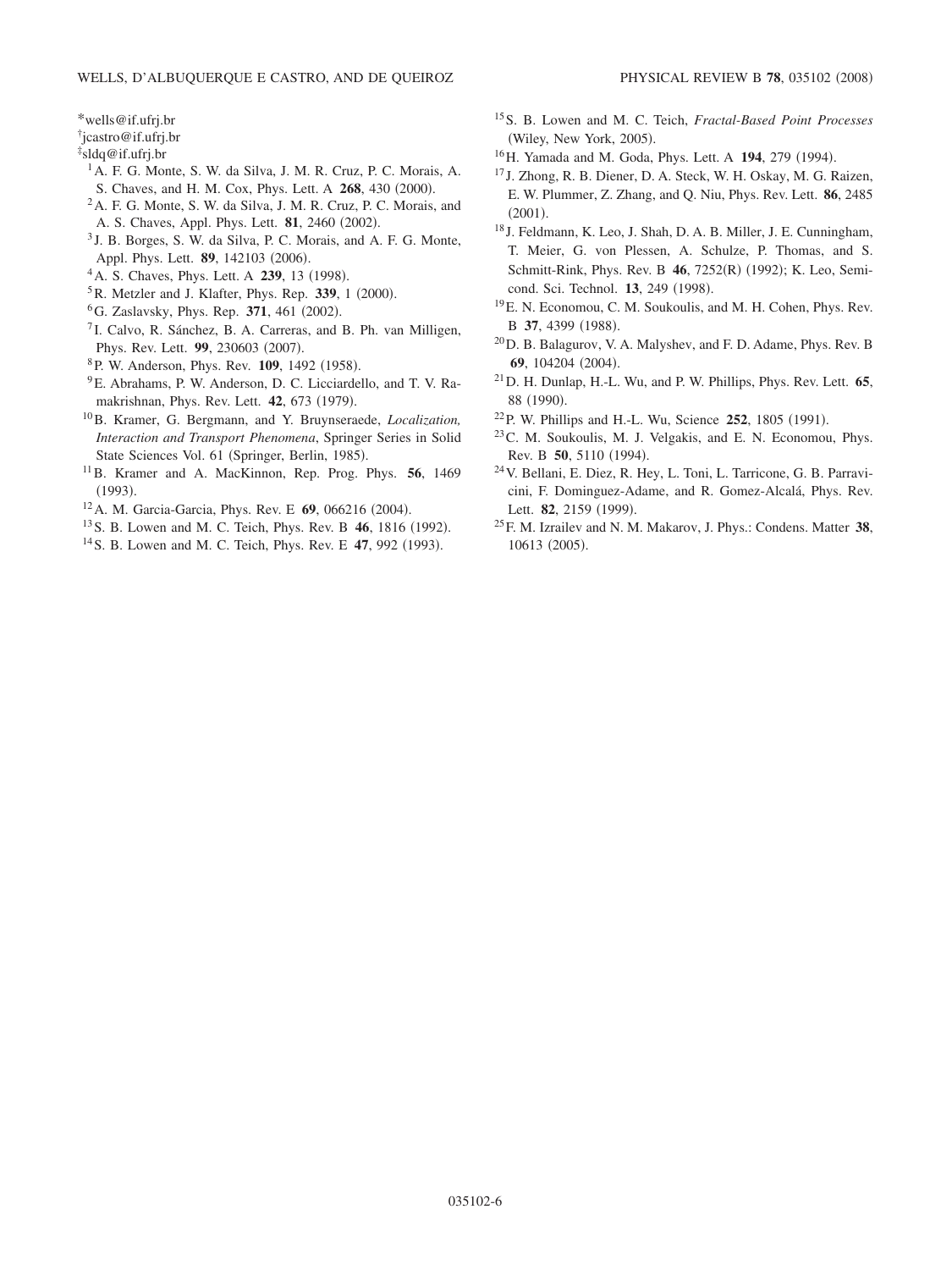*wells@if.ufrj.br

†jcastro@if.ufrj.br

‡sldq@if.ufrj.br

[1] A. F. G. Monte, S. W. da Silva, J. M. R. Cruz, P. C. Morais, A. S. Chaves, and H. M. Cox, Phys. Lett. A **268**, 430 (2000).

[2] A. F. G. Monte, S. W. da Silva, J. M. R. Cruz, P. C. Morais, and A. S. Chaves, Appl. Phys. Lett. **81**, 2460 (2002).

[3] J. B. Borges, S. W. da Silva, P. C. Morais, and A. F. G. Monte, Appl. Phys. Lett. **89**, 142103 (2006).

[4] A. S. Chaves, Phys. Lett. A **239**, 13 (1998).

[5] R. Metzler and J. Klafter, Phys. Rep. **339**, 1 (2000).

[6] G. Zaslavsky, Phys. Rep. **371**, 461 (2002).

[7] I. Calvo, R. Sánchez, B. A. Carreras, and B. Ph. van Milligen, Phys. Rev. Lett. **99**, 230603 (2007).

[8] P. W. Anderson, Phys. Rev. **109**, 1492 (1958).

[9] E. Abrahams, P. W. Anderson, D. C. Licciardello, and T. V. Ramakrishnan, Phys. Rev. Lett. **42**, 673 (1979).

[10] B. Kramer, G. Bergmann, and Y. Bruynseraede, *Localization, Interaction and Transport Phenomena*, Springer Series in Solid State Sciences Vol. 61 (Springer, Berlin, 1985).

[11] B. Kramer and A. MacKinnon, Rep. Prog. Phys. **56**, 1469 (1993).

[12] A. M. Garcia-Garcia, Phys. Rev. E **69**, 066216 (2004).

[13] S. B. Lowen and M. C. Teich, Phys. Rev. B **46**, 1816 (1992).

[14] S. B. Lowen and M. C. Teich, Phys. Rev. E **47**, 992 (1993).

[15] S. B. Lowen and M. C. Teich, *Fractal-Based Point Processes* (Wiley, New York, 2005).

[16] H. Yamada and M. Goda, Phys. Lett. A **194**, 279 (1994).

[17] J. Zhong, R. B. Diener, D. A. Steck, W. H. Oskay, M. G. Raizen, E. W. Plummer, Z. Zhang, and Q. Niu, Phys. Rev. Lett. **86**, 2485 (2001).

[18] J. Feldmann, K. Leo, J. Shah, D. A. B. Miller, J. E. Cunningham, T. Meier, G. von Plessen, A. Schulze, P. Thomas, and S. Schmitt-Rink, Phys. Rev. B **46**, 7252(R) (1992); K. Leo, Semicond. Sci. Technol. **13**, 249 (1998).

[19] E. N. Economou, C. M. Soukoulis, and M. H. Cohen, Phys. Rev. B **37**, 4399 (1988).

[20] D. B. Balagurov, V. A. Malyshev, and F. D. Adame, Phys. Rev. B **69**, 104204 (2004).

[21] D. H. Dunlap, H.-L. Wu, and P. W. Phillips, Phys. Rev. Lett. **65**, 88 (1990).

[22] P. W. Phillips and H.-L. Wu, Science **252**, 1805 (1991).

[23] C. M. Soukoulis, M. J. Velgakis, and E. N. Economou, Phys. Rev. B **50**, 5110 (1994).

[24] V. Bellani, E. Diez, R. Hey, L. Toni, L. Tarricone, G. B. Parravicini, F. Dominguez-Adame, and R. Gomez-Alcalá, Phys. Rev. Lett. **82**, 2159 (1999).

[25] F. M. Izrailev and N. M. Makarov, J. Phys.: Condens. Matter **38**, 10613 (2005).